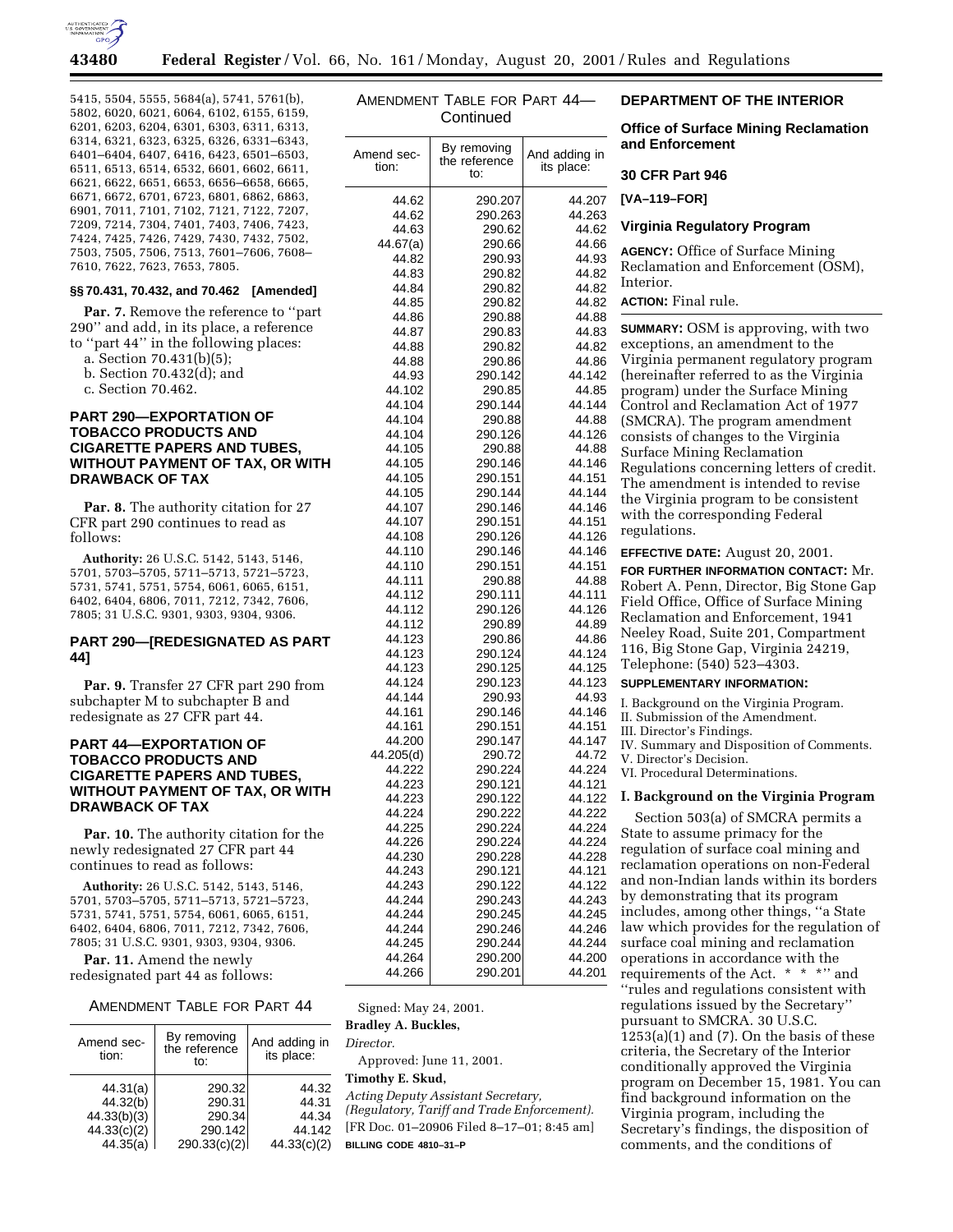5415, 5504, 5555, 5684(a), 5741, 5761(b), 5802, 6020, 6021, 6064, 6102, 6155, 6159, 6201, 6203, 6204, 6301, 6303, 6311, 6313, 6314, 6321, 6323, 6325, 6326, 6331–6343, 6401–6404, 6407, 6416, 6423, 6501–6503, 6511, 6513, 6514, 6532, 6601, 6602, 6611, 6621, 6622, 6651, 6653, 6656–6658, 6665, 6671, 6672, 6701, 6723, 6801, 6862, 6863, 6901, 7011, 7101, 7102, 7121, 7122, 7207, 7209, 7214, 7304, 7401, 7403, 7406, 7423, 7424, 7425, 7426, 7429, 7430, 7432, 7502, 7503, 7505, 7506, 7513, 7601–7606, 7608–7610, 7622, 7623, 7653, 7805.

### §§ 70.431, 70.432, and 70.462 [Amended]

**Par. 7.** Remove the reference to ''part 290'' and add, in its place, a reference to ''part 44'' in the following places:

a. Section 70.431(b)(5);
b. Section 70.432(d); and
c. Section 70.462.

## PART 290—EXPORTATION OF TOBACCO PRODUCTS AND CIGARETTE PAPERS AND TUBES, WITHOUT PAYMENT OF TAX, OR WITH DRAWBACK OF TAX

**Par. 8.** The authority citation for 27 CFR part 290 continues to read as follows:

**Authority:** 26 U.S.C. 5142, 5143, 5146, 5701, 5703–5705, 5711–5713, 5721–5723, 5731, 5741, 5751, 5754, 6061, 6065, 6151, 6402, 6404, 6806, 7011, 7212, 7342, 7606, 7805; 31 U.S.C. 9301, 9303, 9304, 9306.

## PART 290—[REDESIGNATED AS PART 44]

**Par. 9.** Transfer 27 CFR part 290 from subchapter M to subchapter B and redesignate as 27 CFR part 44.

## PART 44—EXPORTATION OF TOBACCO PRODUCTS AND CIGARETTE PAPERS AND TUBES, WITHOUT PAYMENT OF TAX, OR WITH DRAWBACK OF TAX

**Par. 10.** The authority citation for the newly redesignated 27 CFR part 44 continues to read as follows:

**Authority:** 26 U.S.C. 5142, 5143, 5146, 5701, 5703–5705, 5711–5713, 5721–5723, 5731, 5741, 5751, 5754, 6061, 6065, 6151, 6402, 6404, 6806, 7011, 7212, 7342, 7606, 7805; 31 U.S.C. 9301, 9303, 9304, 9306.

**Par. 11.** Amend the newly redesignated part 44 as follows:

AMENDMENT TABLE FOR PART 44

| Amend section: | By removing the reference to: | And adding in its place: |
|---|---|---|
| 44.31(a) | 290.32 | 44.32 |
| 44.32(b) | 290.31 | 44.31 |
| 44.33(b)(3) | 290.34 | 44.34 |
| 44.33(c)(2) | 290.142 | 44.142 |
| 44.35(a) | 290.33(c)(2) | 44.33(c)(2) |
| 44.62 | 290.207 | 44.207 |
| 44.62 | 290.263 | 44.263 |
| 44.63 | 290.62 | 44.62 |
| 44.67(a) | 290.66 | 44.66 |
| 44.82 | 290.93 | 44.93 |
| 44.83 | 290.82 | 44.82 |
| 44.84 | 290.82 | 44.82 |
| 44.85 | 290.82 | 44.82 |
| 44.86 | 290.88 | 44.88 |
| 44.87 | 290.83 | 44.83 |
| 44.88 | 290.82 | 44.82 |
| 44.88 | 290.86 | 44.86 |
| 44.93 | 290.142 | 44.142 |
| 44.102 | 290.85 | 44.85 |
| 44.104 | 290.144 | 44.144 |
| 44.104 | 290.88 | 44.88 |
| 44.104 | 290.126 | 44.126 |
| 44.105 | 290.88 | 44.88 |
| 44.105 | 290.146 | 44.146 |
| 44.105 | 290.151 | 44.151 |
| 44.105 | 290.144 | 44.144 |
| 44.107 | 290.146 | 44.146 |
| 44.107 | 290.151 | 44.151 |
| 44.108 | 290.126 | 44.126 |
| 44.110 | 290.146 | 44.146 |
| 44.110 | 290.151 | 44.151 |
| 44.111 | 290.88 | 44.88 |
| 44.112 | 290.111 | 44.111 |
| 44.112 | 290.126 | 44.126 |
| 44.112 | 290.89 | 44.89 |
| 44.123 | 290.86 | 44.86 |
| 44.123 | 290.124 | 44.124 |
| 44.123 | 290.125 | 44.125 |
| 44.124 | 290.123 | 44.123 |
| 44.144 | 290.93 | 44.93 |
| 44.161 | 290.146 | 44.146 |
| 44.161 | 290.151 | 44.151 |
| 44.200 | 290.147 | 44.147 |
| 44.205(d) | 290.72 | 44.72 |
| 44.222 | 290.224 | 44.224 |
| 44.223 | 290.121 | 44.121 |
| 44.223 | 290.122 | 44.122 |
| 44.224 | 290.222 | 44.222 |
| 44.225 | 290.224 | 44.224 |
| 44.226 | 290.224 | 44.224 |
| 44.230 | 290.228 | 44.228 |
| 44.243 | 290.121 | 44.121 |
| 44.243 | 290.122 | 44.122 |
| 44.244 | 290.243 | 44.243 |
| 44.244 | 290.245 | 44.245 |
| 44.244 | 290.246 | 44.246 |
| 44.245 | 290.244 | 44.244 |
| 44.264 | 290.200 | 44.200 |
| 44.266 | 290.201 | 44.201 |

Signed: May 24, 2001.

**Bradley A. Buckles,**

*Director.*

Approved: June 11, 2001.

**Timothy E. Skud,**

*Acting Deputy Assistant Secretary, (Regulatory, Tariff and Trade Enforcement).*

[FR Doc. 01–20906 Filed 8–17–01; 8:45 am]

**BILLING CODE 4810–31–P**

## DEPARTMENT OF THE INTERIOR

### Office of Surface Mining Reclamation and Enforcement

### 30 CFR Part 946

**[VA–119–FOR]**

### Virginia Regulatory Program

**AGENCY:** Office of Surface Mining Reclamation and Enforcement (OSM), Interior.

**ACTION:** Final rule.

**SUMMARY:** OSM is approving, with two exceptions, an amendment to the Virginia permanent regulatory program (hereinafter referred to as the Virginia program) under the Surface Mining Control and Reclamation Act of 1977 (SMCRA). The program amendment consists of changes to the Virginia Surface Mining Reclamation Regulations concerning letters of credit. The amendment is intended to revise the Virginia program to be consistent with the corresponding Federal regulations.

**EFFECTIVE DATE:** August 20, 2001.

**FOR FURTHER INFORMATION CONTACT:** Mr. Robert A. Penn, Director, Big Stone Gap Field Office, Office of Surface Mining Reclamation and Enforcement, 1941 Neeley Road, Suite 201, Compartment 116, Big Stone Gap, Virginia 24219, Telephone: (540) 523–4303.

**SUPPLEMENTARY INFORMATION:**

I. Background on the Virginia Program.
II. Submission of the Amendment.
III. Director's Findings.
IV. Summary and Disposition of Comments.
V. Director's Decision.
VI. Procedural Determinations.

### I. Background on the Virginia Program

Section 503(a) of SMCRA permits a State to assume primacy for the regulation of surface coal mining and reclamation operations on non-Federal and non-Indian lands within its borders by demonstrating that its program includes, among other things, ''a State law which provides for the regulation of surface coal mining and reclamation operations in accordance with the requirements of the Act. * * *'' and ''rules and regulations consistent with regulations issued by the Secretary'' pursuant to SMCRA. 30 U.S.C. 1253(a)(1) and (7). On the basis of these criteria, the Secretary of the Interior conditionally approved the Virginia program on December 15, 1981. You can find background information on the Virginia program, including the Secretary's findings, the disposition of comments, and the conditions of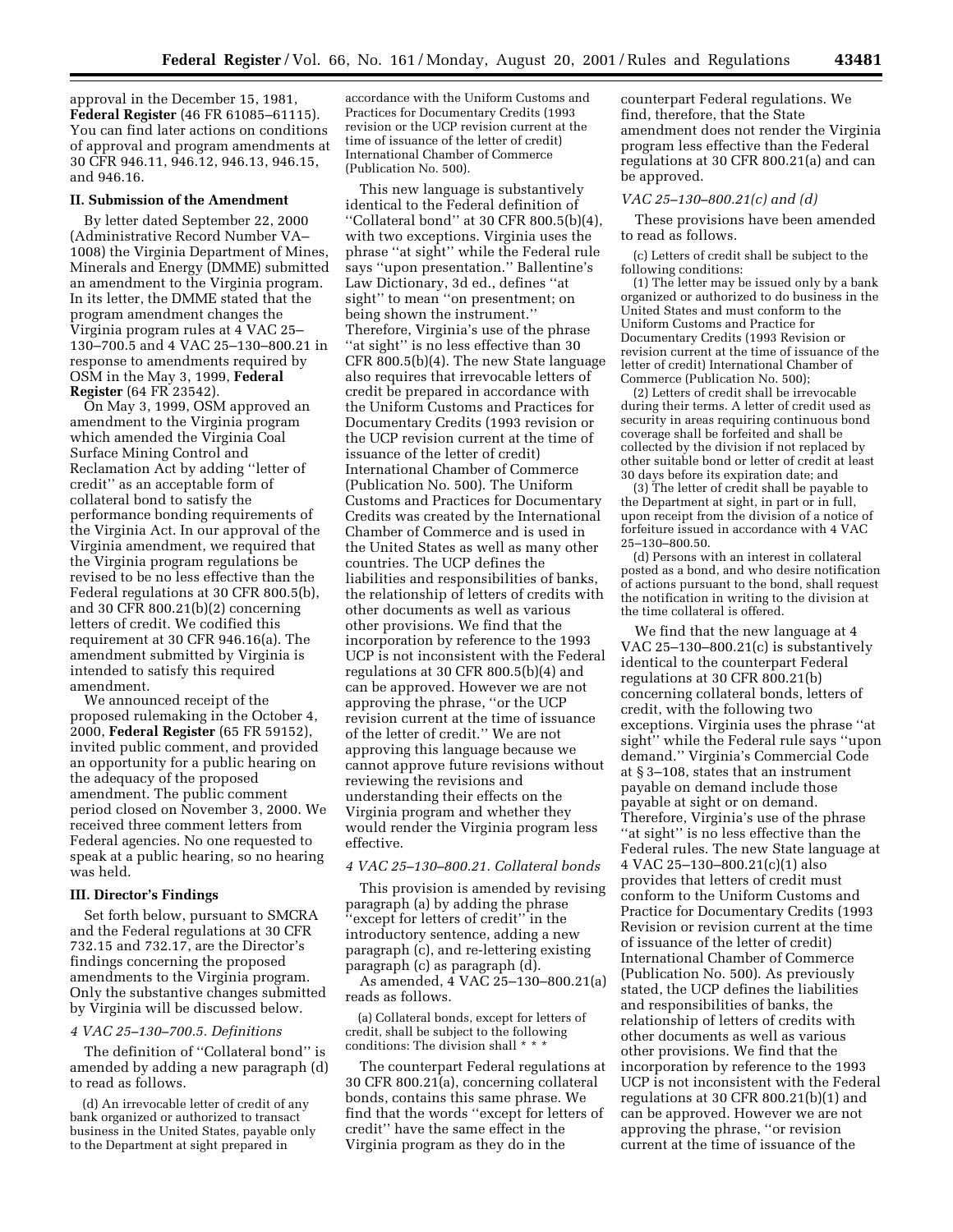approval in the December 15, 1981, **Federal Register** (46 FR 61085–61115). You can find later actions on conditions of approval and program amendments at 30 CFR 946.11, 946.12, 946.13, 946.15, and 946.16.

## II. Submission of the Amendment

By letter dated September 22, 2000 (Administrative Record Number VA–1008) the Virginia Department of Mines, Minerals and Energy (DMME) submitted an amendment to the Virginia program. In its letter, the DMME stated that the program amendment changes the Virginia program rules at 4 VAC 25–130–700.5 and 4 VAC 25–130–800.21 in response to amendments required by OSM in the May 3, 1999, **Federal Register** (64 FR 23542).

On May 3, 1999, OSM approved an amendment to the Virginia program which amended the Virginia Coal Surface Mining Control and Reclamation Act by adding "letter of credit" as an acceptable form of collateral bond to satisfy the performance bonding requirements of the Virginia Act. In our approval of the Virginia amendment, we required that the Virginia program regulations be revised to be no less effective than the Federal regulations at 30 CFR 800.5(b), and 30 CFR 800.21(b)(2) concerning letters of credit. We codified this requirement at 30 CFR 946.16(a). The amendment submitted by Virginia is intended to satisfy this required amendment.

We announced receipt of the proposed rulemaking in the October 4, 2000, **Federal Register** (65 FR 59152), invited public comment, and provided an opportunity for a public hearing on the adequacy of the proposed amendment. The public comment period closed on November 3, 2000. We received three comment letters from Federal agencies. No one requested to speak at a public hearing, so no hearing was held.

## III. Director's Findings

Set forth below, pursuant to SMCRA and the Federal regulations at 30 CFR 732.15 and 732.17, are the Director's findings concerning the proposed amendments to the Virginia program. Only the substantive changes submitted by Virginia will be discussed below.

### *4 VAC 25–130–700.5. Definitions*

The definition of "Collateral bond" is amended by adding a new paragraph (d) to read as follows.

> (d) An irrevocable letter of credit of any bank organized or authorized to transact business in the United States, payable only to the Department at sight prepared in accordance with the Uniform Customs and Practices for Documentary Credits (1993 revision or the UCP revision current at the time of issuance of the letter of credit) International Chamber of Commerce (Publication No. 500).

This new language is substantively identical to the Federal definition of "Collateral bond" at 30 CFR 800.5(b)(4), with two exceptions. Virginia uses the phrase "at sight" while the Federal rule says "upon presentation." Ballentine's Law Dictionary, 3d ed., defines "at sight" to mean "on presentment; on being shown the instrument." Therefore, Virginia's use of the phrase "at sight" is no less effective than 30 CFR 800.5(b)(4). The new State language also requires that irrevocable letters of credit be prepared in accordance with the Uniform Customs and Practices for Documentary Credits (1993 revision or the UCP revision current at the time of issuance of the letter of credit) International Chamber of Commerce (Publication No. 500). The Uniform Customs and Practices for Documentary Credits was created by the International Chamber of Commerce and is used in the United States as well as many other countries. The UCP defines the liabilities and responsibilities of banks, the relationship of letters of credits with other documents as well as various other provisions. We find that the incorporation by reference to the 1993 UCP is not inconsistent with the Federal regulations at 30 CFR 800.5(b)(4) and can be approved. However we are not approving the phrase, "or the UCP revision current at the time of issuance of the letter of credit." We are not approving this language because we cannot approve future revisions without reviewing the revisions and understanding their effects on the Virginia program and whether they would render the Virginia program less effective.

### *4 VAC 25–130–800.21. Collateral bonds*

This provision is amended by revising paragraph (a) by adding the phrase "except for letters of credit" in the introductory sentence, adding a new paragraph (c), and re-lettering existing paragraph (c) as paragraph (d).

As amended, 4 VAC 25–130–800.21(a) reads as follows.

> (a) Collateral bonds, except for letters of credit, shall be subject to the following conditions: The division shall * * *

The counterpart Federal regulations at 30 CFR 800.21(a), concerning collateral bonds, contains this same phrase. We find that the words "except for letters of credit" have the same effect in the Virginia program as they do in the counterpart Federal regulations. We find, therefore, that the State amendment does not render the Virginia program less effective than the Federal regulations at 30 CFR 800.21(a) and can be approved.

### *VAC 25–130–800.21(c) and (d)*

These provisions have been amended to read as follows.

> (c) Letters of credit shall be subject to the following conditions:
>
> (1) The letter may be issued only by a bank organized or authorized to do business in the United States and must conform to the Uniform Customs and Practice for Documentary Credits (1993 Revision or revision current at the time of issuance of the letter of credit) International Chamber of Commerce (Publication No. 500);
>
> (2) Letters of credit shall be irrevocable during their terms. A letter of credit used as security in areas requiring continuous bond coverage shall be forfeited and shall be collected by the division if not replaced by other suitable bond or letter of credit at least 30 days before its expiration date; and
>
> (3) The letter of credit shall be payable to the Department at sight, in part or in full, upon receipt from the division of a notice of forfeiture issued in accordance with 4 VAC 25–130–800.50.
>
> (d) Persons with an interest in collateral posted as a bond, and who desire notification of actions pursuant to the bond, shall request the notification in writing to the division at the time collateral is offered.

We find that the new language at 4 VAC 25–130–800.21(c) is substantively identical to the counterpart Federal regulations at 30 CFR 800.21(b) concerning collateral bonds, letters of credit, with the following two exceptions. Virginia uses the phrase "at sight" while the Federal rule says "upon demand." Virginia's Commercial Code at § 3–108, states that an instrument payable on demand include those payable at sight or on demand. Therefore, Virginia's use of the phrase "at sight" is no less effective than the Federal rules. The new State language at 4 VAC 25–130–800.21(c)(1) also provides that letters of credit must conform to the Uniform Customs and Practice for Documentary Credits (1993 Revision or revision current at the time of issuance of the letter of credit) International Chamber of Commerce (Publication No. 500). As previously stated, the UCP defines the liabilities and responsibilities of banks, the relationship of letters of credits with other documents as well as various other provisions. We find that the incorporation by reference to the 1993 UCP is not inconsistent with the Federal regulations at 30 CFR 800.21(b)(1) and can be approved. However we are not approving the phrase, "or revision current at the time of issuance of the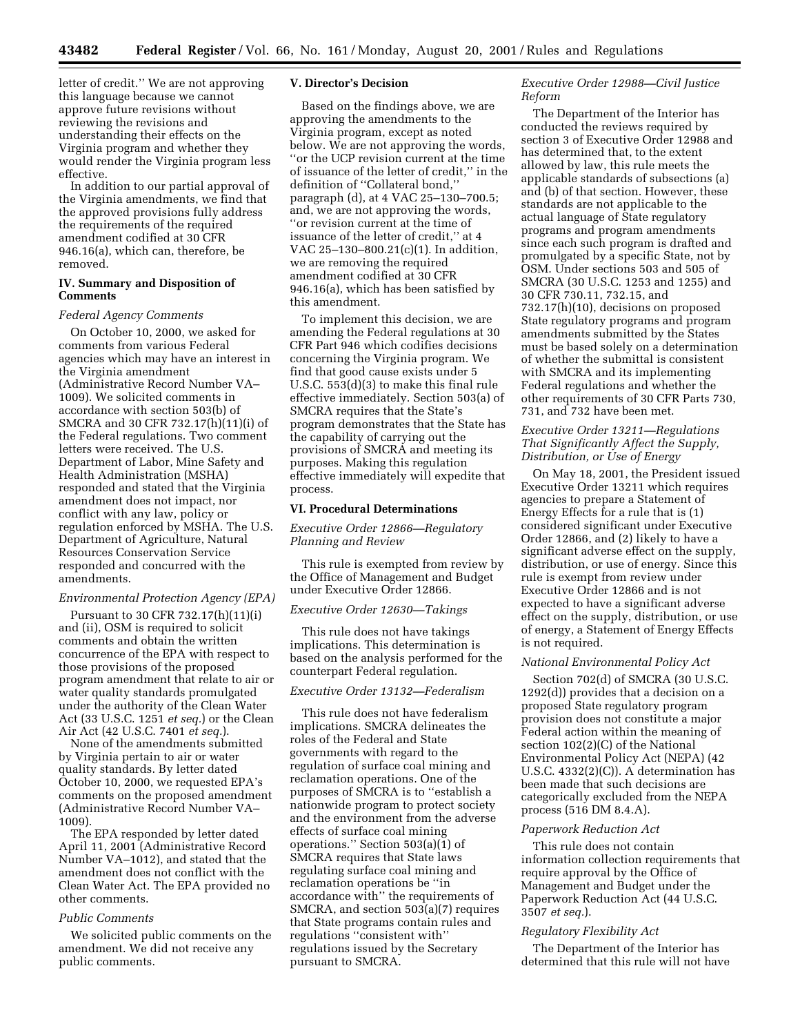letter of credit.'' We are not approving this language because we cannot approve future revisions without reviewing the revisions and understanding their effects on the Virginia program and whether they would render the Virginia program less effective.

In addition to our partial approval of the Virginia amendments, we find that the approved provisions fully address the requirements of the required amendment codified at 30 CFR 946.16(a), which can, therefore, be removed.

## IV. Summary and Disposition of Comments

### *Federal Agency Comments*

On October 10, 2000, we asked for comments from various Federal agencies which may have an interest in the Virginia amendment (Administrative Record Number VA–1009). We solicited comments in accordance with section 503(b) of SMCRA and 30 CFR 732.17(h)(11)(i) of the Federal regulations. Two comment letters were received. The U.S. Department of Labor, Mine Safety and Health Administration (MSHA) responded and stated that the Virginia amendment does not impact, nor conflict with any law, policy or regulation enforced by MSHA. The U.S. Department of Agriculture, Natural Resources Conservation Service responded and concurred with the amendments.

### *Environmental Protection Agency (EPA)*

Pursuant to 30 CFR 732.17(h)(11)(i) and (ii), OSM is required to solicit comments and obtain the written concurrence of the EPA with respect to those provisions of the proposed program amendment that relate to air or water quality standards promulgated under the authority of the Clean Water Act (33 U.S.C. 1251 *et seq.*) or the Clean Air Act (42 U.S.C. 7401 *et seq.*).

None of the amendments submitted by Virginia pertain to air or water quality standards. By letter dated October 10, 2000, we requested EPA's comments on the proposed amendment (Administrative Record Number VA–1009).

The EPA responded by letter dated April 11, 2001 (Administrative Record Number VA–1012), and stated that the amendment does not conflict with the Clean Water Act. The EPA provided no other comments.

### *Public Comments*

We solicited public comments on the amendment. We did not receive any public comments.

## V. Director's Decision

Based on the findings above, we are approving the amendments to the Virginia program, except as noted below. We are not approving the words, ''or the UCP revision current at the time of issuance of the letter of credit,'' in the definition of ''Collateral bond,'' paragraph (d), at 4 VAC 25–130–700.5; and, we are not approving the words, ''or revision current at the time of issuance of the letter of credit,'' at 4 VAC 25–130–800.21(c)(1). In addition, we are removing the required amendment codified at 30 CFR 946.16(a), which has been satisfied by this amendment.

To implement this decision, we are amending the Federal regulations at 30 CFR Part 946 which codifies decisions concerning the Virginia program. We find that good cause exists under 5 U.S.C. 553(d)(3) to make this final rule effective immediately. Section 503(a) of SMCRA requires that the State's program demonstrates that the State has the capability of carrying out the provisions of SMCRA and meeting its purposes. Making this regulation effective immediately will expedite that process.

## VI. Procedural Determinations

### *Executive Order 12866—Regulatory Planning and Review*

This rule is exempted from review by the Office of Management and Budget under Executive Order 12866.

### *Executive Order 12630—Takings*

This rule does not have takings implications. This determination is based on the analysis performed for the counterpart Federal regulation.

### *Executive Order 13132—Federalism*

This rule does not have federalism implications. SMCRA delineates the roles of the Federal and State governments with regard to the regulation of surface coal mining and reclamation operations. One of the purposes of SMCRA is to ''establish a nationwide program to protect society and the environment from the adverse effects of surface coal mining operations.'' Section 503(a)(1) of SMCRA requires that State laws regulating surface coal mining and reclamation operations be ''in accordance with'' the requirements of SMCRA, and section 503(a)(7) requires that State programs contain rules and regulations ''consistent with'' regulations issued by the Secretary pursuant to SMCRA.

### *Executive Order 12988—Civil Justice Reform*

The Department of the Interior has conducted the reviews required by section 3 of Executive Order 12988 and has determined that, to the extent allowed by law, this rule meets the applicable standards of subsections (a) and (b) of that section. However, these standards are not applicable to the actual language of State regulatory programs and program amendments since each such program is drafted and promulgated by a specific State, not by OSM. Under sections 503 and 505 of SMCRA (30 U.S.C. 1253 and 1255) and 30 CFR 730.11, 732.15, and 732.17(h)(10), decisions on proposed State regulatory programs and program amendments submitted by the States must be based solely on a determination of whether the submittal is consistent with SMCRA and its implementing Federal regulations and whether the other requirements of 30 CFR Parts 730, 731, and 732 have been met.

### *Executive Order 13211—Regulations That Significantly Affect the Supply, Distribution, or Use of Energy*

On May 18, 2001, the President issued Executive Order 13211 which requires agencies to prepare a Statement of Energy Effects for a rule that is (1) considered significant under Executive Order 12866, and (2) likely to have a significant adverse effect on the supply, distribution, or use of energy. Since this rule is exempt from review under Executive Order 12866 and is not expected to have a significant adverse effect on the supply, distribution, or use of energy, a Statement of Energy Effects is not required.

### *National Environmental Policy Act*

Section 702(d) of SMCRA (30 U.S.C. 1292(d)) provides that a decision on a proposed State regulatory program provision does not constitute a major Federal action within the meaning of section 102(2)(C) of the National Environmental Policy Act (NEPA) (42 U.S.C. 4332(2)(C)). A determination has been made that such decisions are categorically excluded from the NEPA process (516 DM 8.4.A).

### *Paperwork Reduction Act*

This rule does not contain information collection requirements that require approval by the Office of Management and Budget under the Paperwork Reduction Act (44 U.S.C. 3507 *et seq.*).

### *Regulatory Flexibility Act*

The Department of the Interior has determined that this rule will not have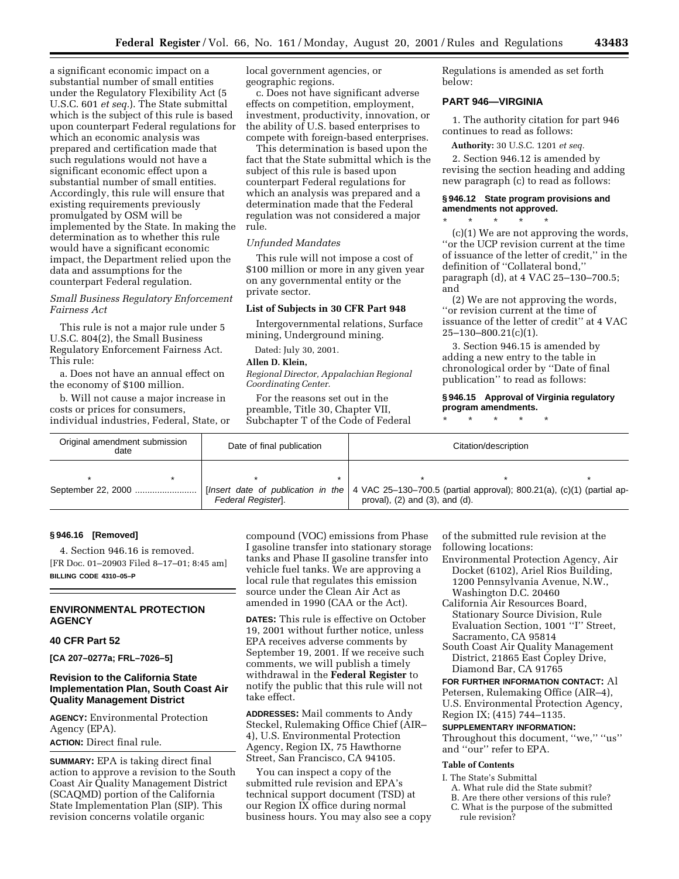a significant economic impact on a substantial number of small entities under the Regulatory Flexibility Act (5 U.S.C. 601 *et seq.*). The State submittal which is the subject of this rule is based upon counterpart Federal regulations for which an economic analysis was prepared and certification made that such regulations would not have a significant economic effect upon a substantial number of small entities. Accordingly, this rule will ensure that existing requirements previously promulgated by OSM will be implemented by the State. In making the determination as to whether this rule would have a significant economic impact, the Department relied upon the data and assumptions for the counterpart Federal regulation.

*Small Business Regulatory Enforcement Fairness Act*

This rule is not a major rule under 5 U.S.C. 804(2), the Small Business Regulatory Enforcement Fairness Act. This rule:

a. Does not have an annual effect on the economy of $100 million.

b. Will not cause a major increase in costs or prices for consumers, individual industries, Federal, State, or local government agencies, or geographic regions.

c. Does not have significant adverse effects on competition, employment, investment, productivity, innovation, or the ability of U.S. based enterprises to compete with foreign-based enterprises.

This determination is based upon the fact that the State submittal which is the subject of this rule is based upon counterpart Federal regulations for which an analysis was prepared and a determination made that the Federal regulation was not considered a major rule.

*Unfunded Mandates*

This rule will not impose a cost of $100 million or more in any given year on any governmental entity or the private sector.

**List of Subjects in 30 CFR Part 948**

Intergovernmental relations, Surface mining, Underground mining.

Dated: July 30, 2001.

**Allen D. Klein,**

*Regional Director, Appalachian Regional Coordinating Center.*

For the reasons set out in the preamble, Title 30, Chapter VII, Subchapter T of the Code of Federal Regulations is amended as set forth below:

## PART 946—VIRGINIA

1. The authority citation for part 946 continues to read as follows:

**Authority:** 30 U.S.C. 1201 *et seq.*

2. Section 946.12 is amended by revising the section heading and adding new paragraph (c) to read as follows:

**§ 946.12 State program provisions and amendments not approved.**

\* \* \* \* \*

(c)(1) We are not approving the words, ''or the UCP revision current at the time of issuance of the letter of credit,'' in the definition of ''Collateral bond,'' paragraph (d), at 4 VAC 25–130–700.5; and

(2) We are not approving the words, ''or revision current at the time of issuance of the letter of credit'' at 4 VAC 25–130–800.21(c)(1).

3. Section 946.15 is amended by adding a new entry to the table in chronological order by ''Date of final publication'' to read as follows:

**§ 946.15 Approval of Virginia regulatory program amendments.**

\* \* \* \* \*

| Original amendment submission date | Date of final publication | Citation/description |
|---|---|---|
| \* \* | \* \* | \* \* \* |
| September 22, 2000 | [*Insert date of publication in the Federal Register*]. | 4 VAC 25–130–700.5 (partial approval); 800.21(a), (c)(1) (partial approval), (2) and (3), and (d). |

**§ 946.16 [Removed]**

4. Section 946.16 is removed.

[FR Doc. 01–20903 Filed 8–17–01; 8:45 am]

**BILLING CODE 4310–05–P**

---

## ENVIRONMENTAL PROTECTION AGENCY

### 40 CFR Part 52

**[CA 207–0277a; FRL–7026–5]**

### Revision to the California State Implementation Plan, South Coast Air Quality Management District

**AGENCY:** Environmental Protection Agency (EPA).

**ACTION:** Direct final rule.

**SUMMARY:** EPA is taking direct final action to approve a revision to the South Coast Air Quality Management District (SCAQMD) portion of the California State Implementation Plan (SIP). This revision concerns volatile organic compound (VOC) emissions from Phase I gasoline transfer into stationary storage tanks and Phase II gasoline transfer into vehicle fuel tanks. We are approving a local rule that regulates this emission source under the Clean Air Act as amended in 1990 (CAA or the Act).

**DATES:** This rule is effective on October 19, 2001 without further notice, unless EPA receives adverse comments by September 19, 2001. If we receive such comments, we will publish a timely withdrawal in the **Federal Register** to notify the public that this rule will not take effect.

**ADDRESSES:** Mail comments to Andy Steckel, Rulemaking Office Chief (AIR–4), U.S. Environmental Protection Agency, Region IX, 75 Hawthorne Street, San Francisco, CA 94105.

You can inspect a copy of the submitted rule revision and EPA's technical support document (TSD) at our Region IX office during normal business hours. You may also see a copy of the submitted rule revision at the following locations:

Environmental Protection Agency, Air Docket (6102), Ariel Rios Building, 1200 Pennsylvania Avenue, N.W., Washington D.C. 20460

California Air Resources Board, Stationary Source Division, Rule Evaluation Section, 1001 ''I'' Street, Sacramento, CA 95814

South Coast Air Quality Management District, 21865 East Copley Drive, Diamond Bar, CA 91765

**FOR FURTHER INFORMATION CONTACT:** Al Petersen, Rulemaking Office (AIR–4), U.S. Environmental Protection Agency, Region IX; (415) 744–1135.

**SUPPLEMENTARY INFORMATION:** Throughout this document, ''we,'' ''us'' and ''our'' refer to EPA.

**Table of Contents**

I. The State's Submittal
   A. What rule did the State submit?
   B. Are there other versions of this rule?
   C. What is the purpose of the submitted rule revision?